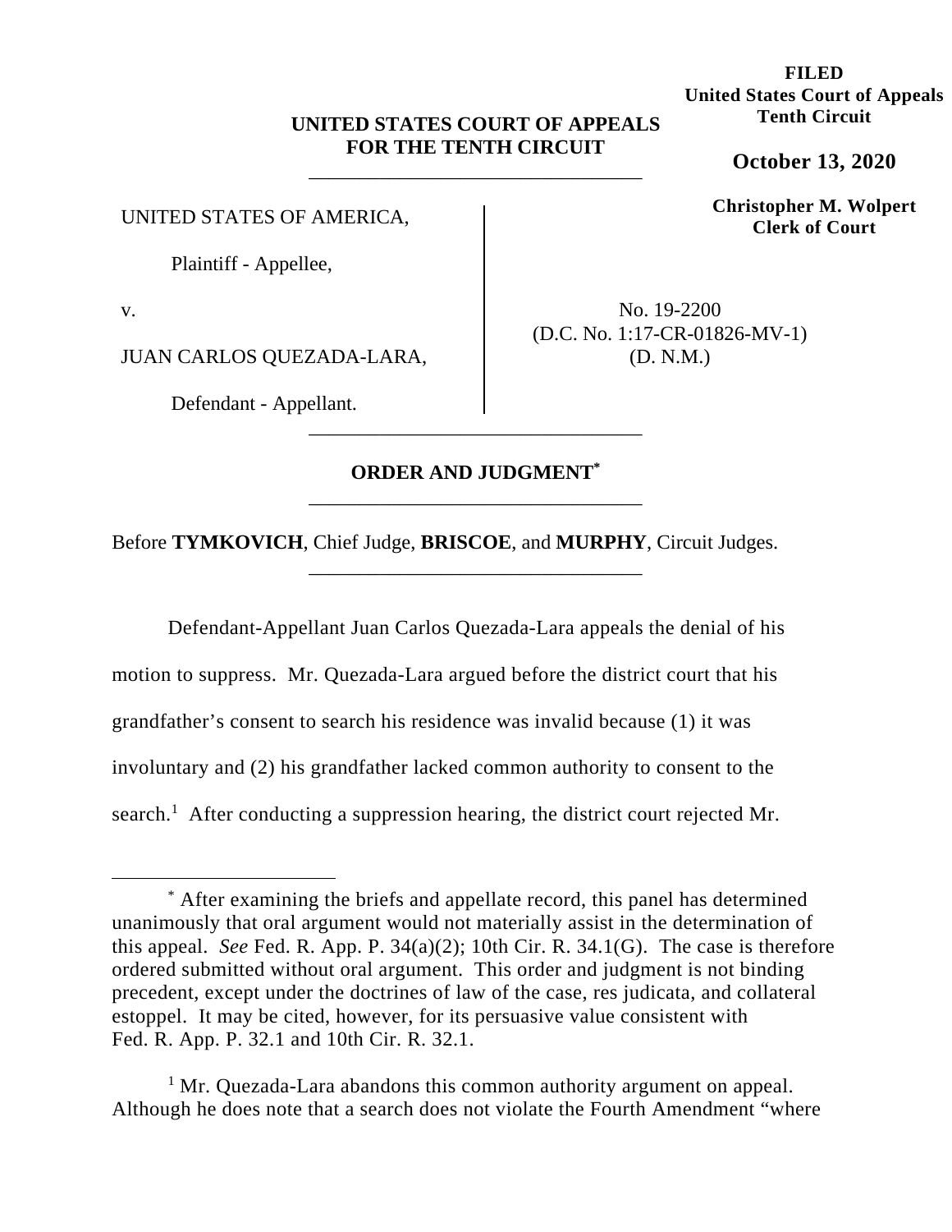**FILED**
**United States Court of Appeals**
**Tenth Circuit**

**October 13, 2020**

**Christopher M. Wolpert**
**Clerk of Court**

**UNITED STATES COURT OF APPEALS**
**FOR THE TENTH CIRCUIT**

---

UNITED STATES OF AMERICA,

Plaintiff - Appellee,

v.

JUAN CARLOS QUEZADA-LARA,

Defendant - Appellant.

No. 19-2200
(D.C. No. 1:17-CR-01826-MV-1)
(D. N.M.)

---

## ORDER AND JUDGMENT[*]

---

Before **TYMKOVICH**, Chief Judge, **BRISCOE**, and **MURPHY**, Circuit Judges.

---

Defendant-Appellant Juan Carlos Quezada-Lara appeals the denial of his motion to suppress. Mr. Quezada-Lara argued before the district court that his grandfather's consent to search his residence was invalid because (1) it was involuntary and (2) his grandfather lacked common authority to consent to the search.[1] After conducting a suppression hearing, the district court rejected Mr.

---

[*] After examining the briefs and appellate record, this panel has determined unanimously that oral argument would not materially assist in the determination of this appeal. *See* Fed. R. App. P. 34(a)(2); 10th Cir. R. 34.1(G). The case is therefore ordered submitted without oral argument. This order and judgment is not binding precedent, except under the doctrines of law of the case, res judicata, and collateral estoppel. It may be cited, however, for its persuasive value consistent with Fed. R. App. P. 32.1 and 10th Cir. R. 32.1.

[1] Mr. Quezada-Lara abandons this common authority argument on appeal. Although he does note that a search does not violate the Fourth Amendment "where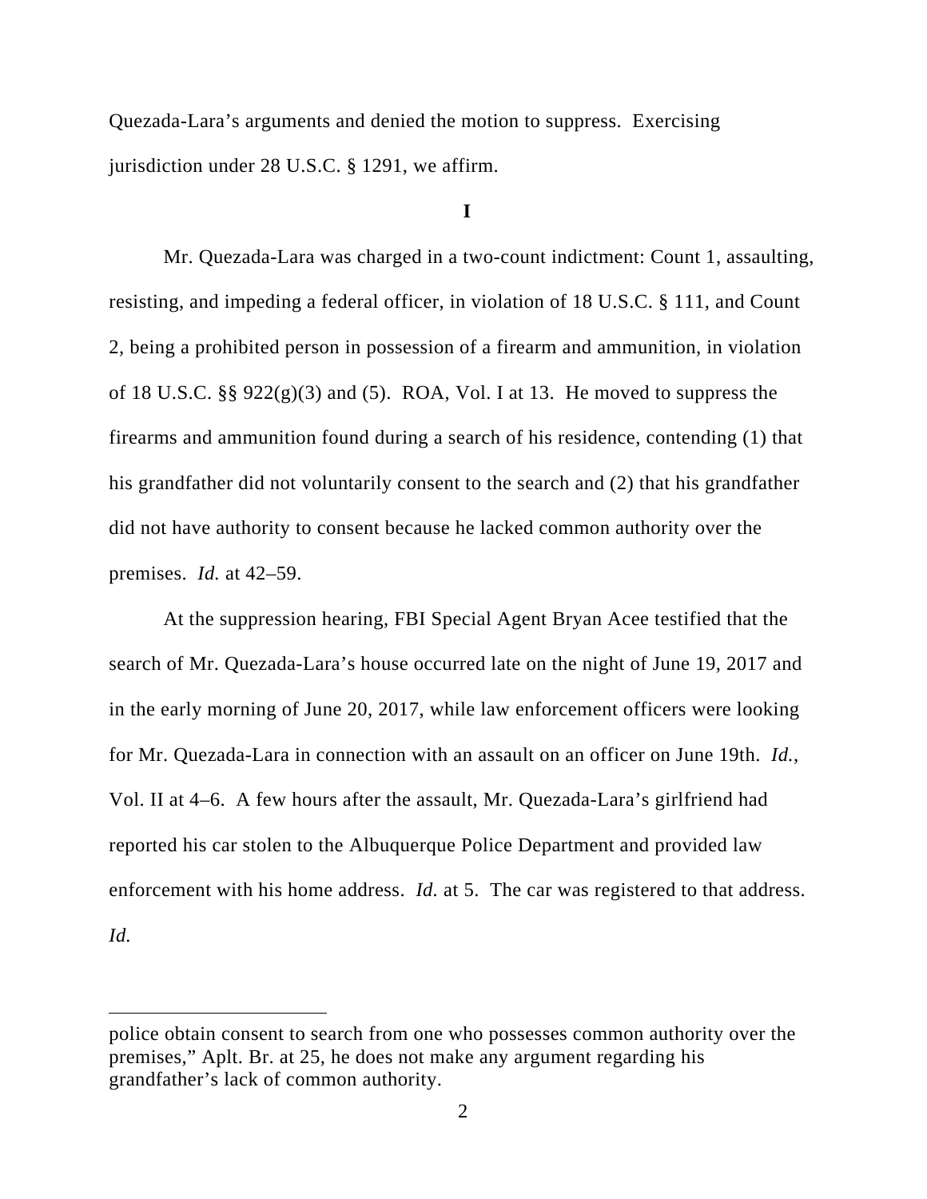Quezada-Lara's arguments and denied the motion to suppress. Exercising jurisdiction under 28 U.S.C. § 1291, we affirm.

## I

Mr. Quezada-Lara was charged in a two-count indictment: Count 1, assaulting, resisting, and impeding a federal officer, in violation of 18 U.S.C. § 111, and Count 2, being a prohibited person in possession of a firearm and ammunition, in violation of 18 U.S.C. §§ 922(g)(3) and (5). ROA, Vol. I at 13. He moved to suppress the firearms and ammunition found during a search of his residence, contending (1) that his grandfather did not voluntarily consent to the search and (2) that his grandfather did not have authority to consent because he lacked common authority over the premises. *Id.* at 42–59.

At the suppression hearing, FBI Special Agent Bryan Acee testified that the search of Mr. Quezada-Lara's house occurred late on the night of June 19, 2017 and in the early morning of June 20, 2017, while law enforcement officers were looking for Mr. Quezada-Lara in connection with an assault on an officer on June 19th. *Id.*, Vol. II at 4–6. A few hours after the assault, Mr. Quezada-Lara's girlfriend had reported his car stolen to the Albuquerque Police Department and provided law enforcement with his home address. *Id.* at 5. The car was registered to that address. *Id.*

---

police obtain consent to search from one who possesses common authority over the premises," Aplt. Br. at 25, he does not make any argument regarding his grandfather's lack of common authority.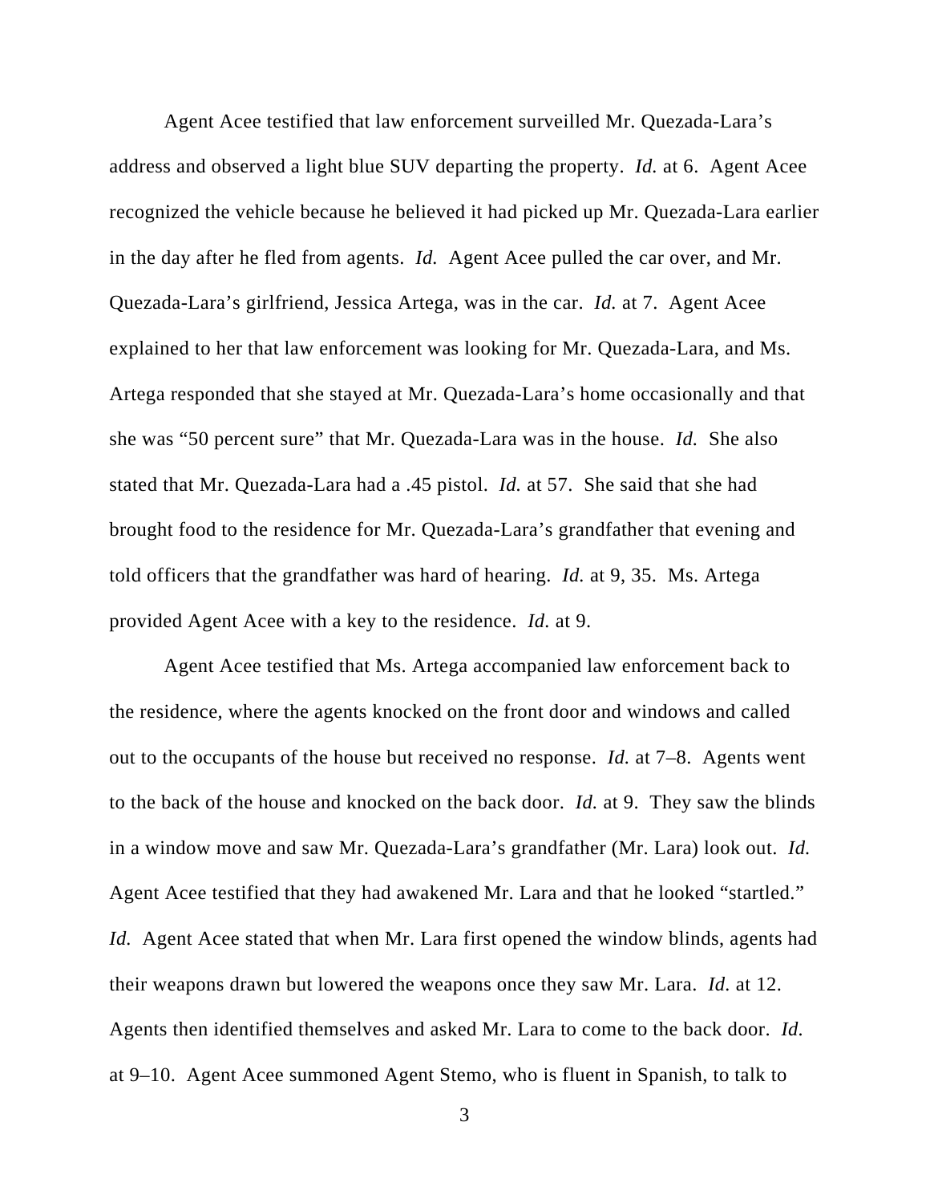Agent Acee testified that law enforcement surveilled Mr. Quezada-Lara's address and observed a light blue SUV departing the property. *Id.* at 6. Agent Acee recognized the vehicle because he believed it had picked up Mr. Quezada-Lara earlier in the day after he fled from agents. *Id.* Agent Acee pulled the car over, and Mr. Quezada-Lara's girlfriend, Jessica Artega, was in the car. *Id.* at 7. Agent Acee explained to her that law enforcement was looking for Mr. Quezada-Lara, and Ms. Artega responded that she stayed at Mr. Quezada-Lara's home occasionally and that she was "50 percent sure" that Mr. Quezada-Lara was in the house. *Id.* She also stated that Mr. Quezada-Lara had a .45 pistol. *Id.* at 57. She said that she had brought food to the residence for Mr. Quezada-Lara's grandfather that evening and told officers that the grandfather was hard of hearing. *Id.* at 9, 35. Ms. Artega provided Agent Acee with a key to the residence. *Id.* at 9.

Agent Acee testified that Ms. Artega accompanied law enforcement back to the residence, where the agents knocked on the front door and windows and called out to the occupants of the house but received no response. *Id.* at 7–8. Agents went to the back of the house and knocked on the back door. *Id.* at 9. They saw the blinds in a window move and saw Mr. Quezada-Lara's grandfather (Mr. Lara) look out. *Id.* Agent Acee testified that they had awakened Mr. Lara and that he looked "startled." *Id.* Agent Acee stated that when Mr. Lara first opened the window blinds, agents had their weapons drawn but lowered the weapons once they saw Mr. Lara. *Id.* at 12. Agents then identified themselves and asked Mr. Lara to come to the back door. *Id.* at 9–10. Agent Acee summoned Agent Stemo, who is fluent in Spanish, to talk to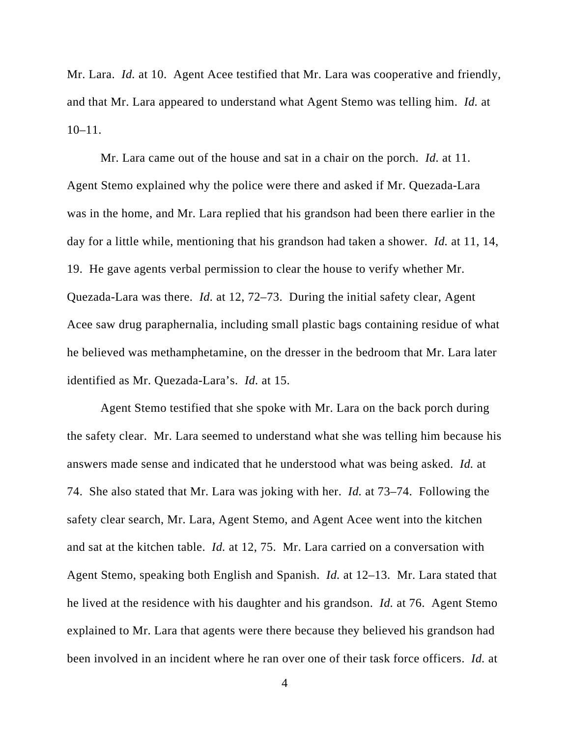Mr. Lara. *Id.* at 10. Agent Acee testified that Mr. Lara was cooperative and friendly, and that Mr. Lara appeared to understand what Agent Stemo was telling him. *Id.* at 10–11.

Mr. Lara came out of the house and sat in a chair on the porch. *Id.* at 11. Agent Stemo explained why the police were there and asked if Mr. Quezada-Lara was in the home, and Mr. Lara replied that his grandson had been there earlier in the day for a little while, mentioning that his grandson had taken a shower. *Id.* at 11, 14, 19. He gave agents verbal permission to clear the house to verify whether Mr. Quezada-Lara was there. *Id.* at 12, 72–73. During the initial safety clear, Agent Acee saw drug paraphernalia, including small plastic bags containing residue of what he believed was methamphetamine, on the dresser in the bedroom that Mr. Lara later identified as Mr. Quezada-Lara's. *Id.* at 15.

Agent Stemo testified that she spoke with Mr. Lara on the back porch during the safety clear. Mr. Lara seemed to understand what she was telling him because his answers made sense and indicated that he understood what was being asked. *Id.* at 74. She also stated that Mr. Lara was joking with her. *Id.* at 73–74. Following the safety clear search, Mr. Lara, Agent Stemo, and Agent Acee went into the kitchen and sat at the kitchen table. *Id.* at 12, 75. Mr. Lara carried on a conversation with Agent Stemo, speaking both English and Spanish. *Id.* at 12–13. Mr. Lara stated that he lived at the residence with his daughter and his grandson. *Id.* at 76. Agent Stemo explained to Mr. Lara that agents were there because they believed his grandson had been involved in an incident where he ran over one of their task force officers. *Id.* at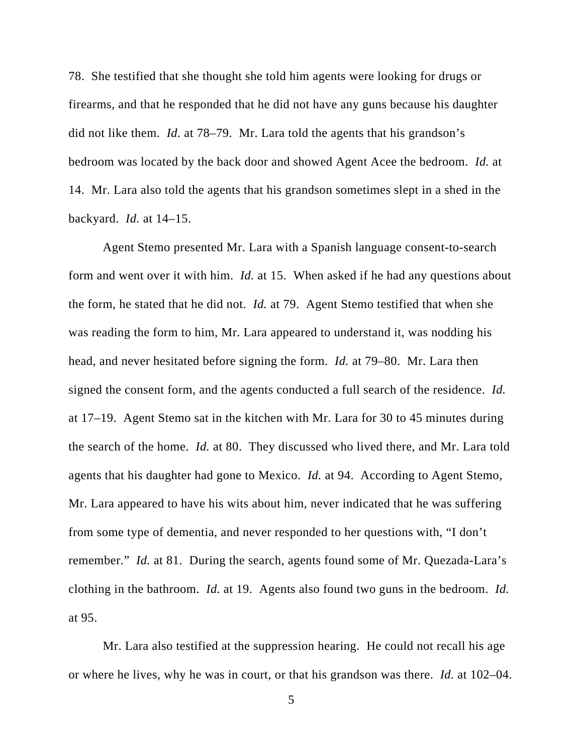78. She testified that she thought she told him agents were looking for drugs or firearms, and that he responded that he did not have any guns because his daughter did not like them. *Id.* at 78–79. Mr. Lara told the agents that his grandson's bedroom was located by the back door and showed Agent Acee the bedroom. *Id.* at 14. Mr. Lara also told the agents that his grandson sometimes slept in a shed in the backyard. *Id.* at 14–15.

Agent Stemo presented Mr. Lara with a Spanish language consent-to-search form and went over it with him. *Id.* at 15. When asked if he had any questions about the form, he stated that he did not. *Id.* at 79. Agent Stemo testified that when she was reading the form to him, Mr. Lara appeared to understand it, was nodding his head, and never hesitated before signing the form. *Id.* at 79–80. Mr. Lara then signed the consent form, and the agents conducted a full search of the residence. *Id.* at 17–19. Agent Stemo sat in the kitchen with Mr. Lara for 30 to 45 minutes during the search of the home. *Id.* at 80. They discussed who lived there, and Mr. Lara told agents that his daughter had gone to Mexico. *Id.* at 94. According to Agent Stemo, Mr. Lara appeared to have his wits about him, never indicated that he was suffering from some type of dementia, and never responded to her questions with, "I don't remember." *Id.* at 81. During the search, agents found some of Mr. Quezada-Lara's clothing in the bathroom. *Id.* at 19. Agents also found two guns in the bedroom. *Id.* at 95.

Mr. Lara also testified at the suppression hearing. He could not recall his age or where he lives, why he was in court, or that his grandson was there. *Id.* at 102–04.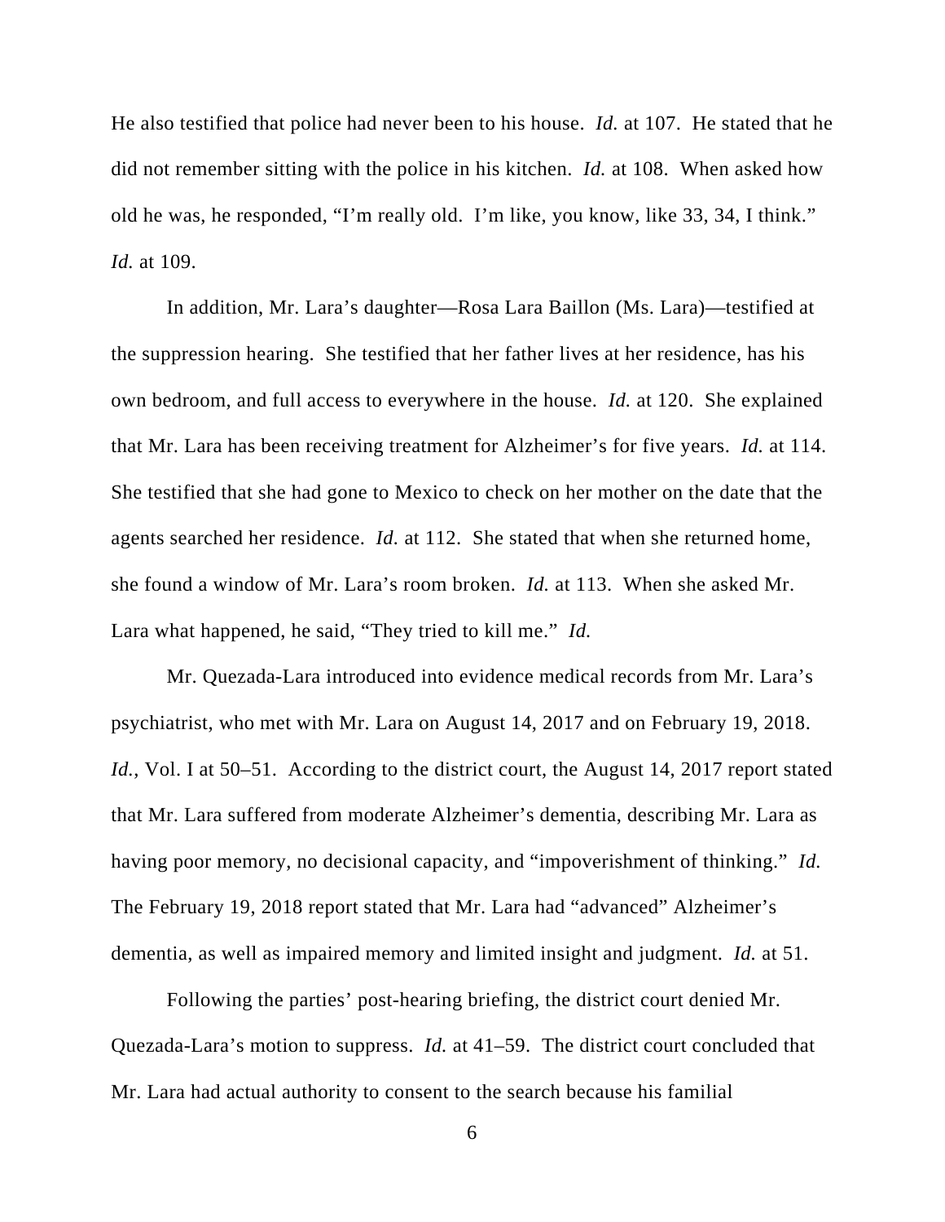He also testified that police had never been to his house. *Id.* at 107. He stated that he did not remember sitting with the police in his kitchen. *Id.* at 108. When asked how old he was, he responded, "I'm really old. I'm like, you know, like 33, 34, I think." *Id.* at 109.

In addition, Mr. Lara's daughter—Rosa Lara Baillon (Ms. Lara)—testified at the suppression hearing. She testified that her father lives at her residence, has his own bedroom, and full access to everywhere in the house. *Id.* at 120. She explained that Mr. Lara has been receiving treatment for Alzheimer's for five years. *Id.* at 114. She testified that she had gone to Mexico to check on her mother on the date that the agents searched her residence. *Id.* at 112. She stated that when she returned home, she found a window of Mr. Lara's room broken. *Id.* at 113. When she asked Mr. Lara what happened, he said, "They tried to kill me." *Id.*

Mr. Quezada-Lara introduced into evidence medical records from Mr. Lara's psychiatrist, who met with Mr. Lara on August 14, 2017 and on February 19, 2018. *Id.*, Vol. I at 50–51. According to the district court, the August 14, 2017 report stated that Mr. Lara suffered from moderate Alzheimer's dementia, describing Mr. Lara as having poor memory, no decisional capacity, and "impoverishment of thinking." *Id.* The February 19, 2018 report stated that Mr. Lara had "advanced" Alzheimer's dementia, as well as impaired memory and limited insight and judgment. *Id.* at 51.

Following the parties' post-hearing briefing, the district court denied Mr. Quezada-Lara's motion to suppress. *Id.* at 41–59. The district court concluded that Mr. Lara had actual authority to consent to the search because his familial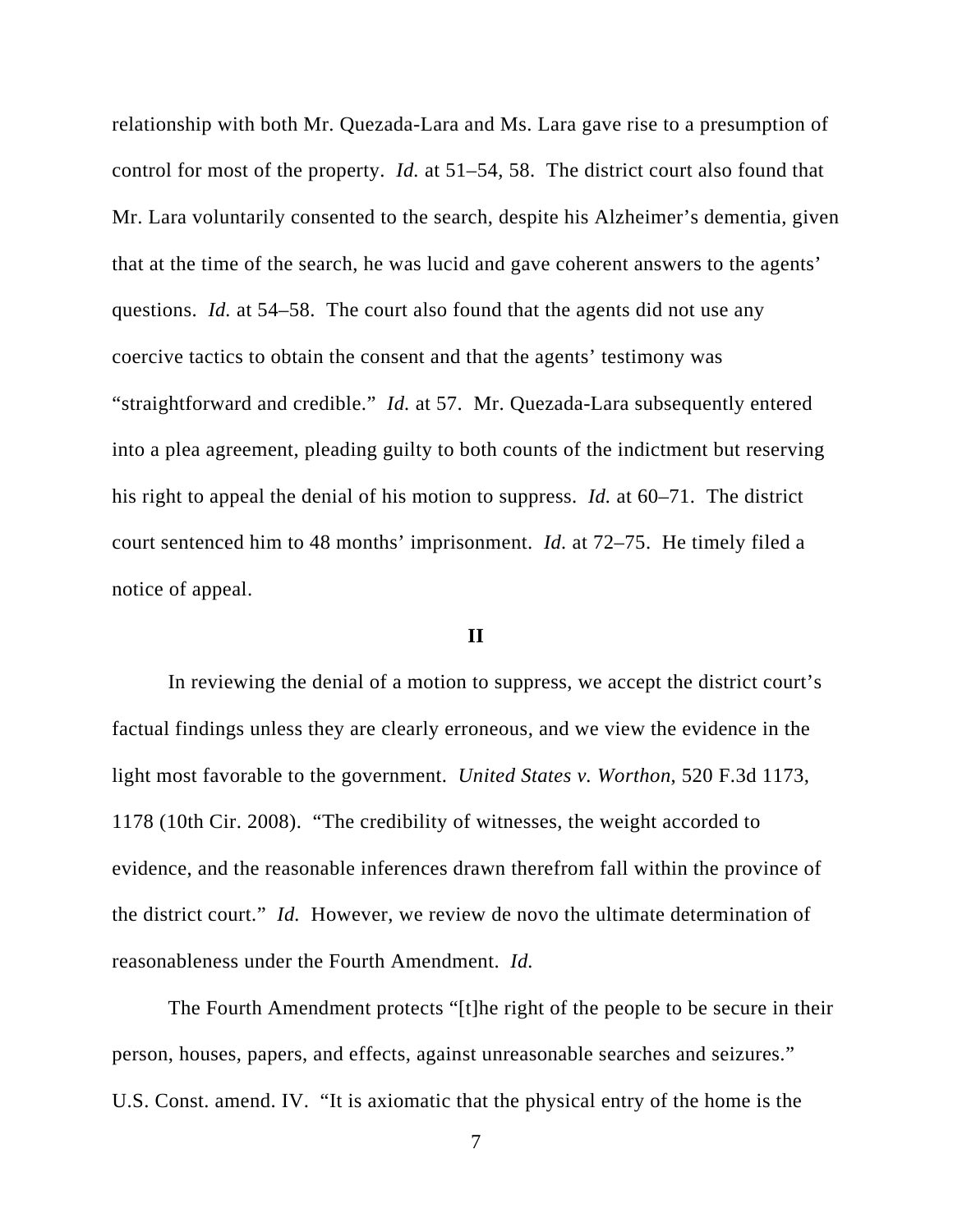relationship with both Mr. Quezada-Lara and Ms. Lara gave rise to a presumption of control for most of the property. *Id.* at 51–54, 58. The district court also found that Mr. Lara voluntarily consented to the search, despite his Alzheimer's dementia, given that at the time of the search, he was lucid and gave coherent answers to the agents' questions. *Id.* at 54–58. The court also found that the agents did not use any coercive tactics to obtain the consent and that the agents' testimony was "straightforward and credible." *Id.* at 57. Mr. Quezada-Lara subsequently entered into a plea agreement, pleading guilty to both counts of the indictment but reserving his right to appeal the denial of his motion to suppress. *Id.* at 60–71. The district court sentenced him to 48 months' imprisonment. *Id.* at 72–75. He timely filed a notice of appeal.

## II

In reviewing the denial of a motion to suppress, we accept the district court's factual findings unless they are clearly erroneous, and we view the evidence in the light most favorable to the government. *United States v. Worthon*, 520 F.3d 1173, 1178 (10th Cir. 2008). "The credibility of witnesses, the weight accorded to evidence, and the reasonable inferences drawn therefrom fall within the province of the district court." *Id.* However, we review de novo the ultimate determination of reasonableness under the Fourth Amendment. *Id.*

The Fourth Amendment protects "[t]he right of the people to be secure in their person, houses, papers, and effects, against unreasonable searches and seizures." U.S. Const. amend. IV. "It is axiomatic that the physical entry of the home is the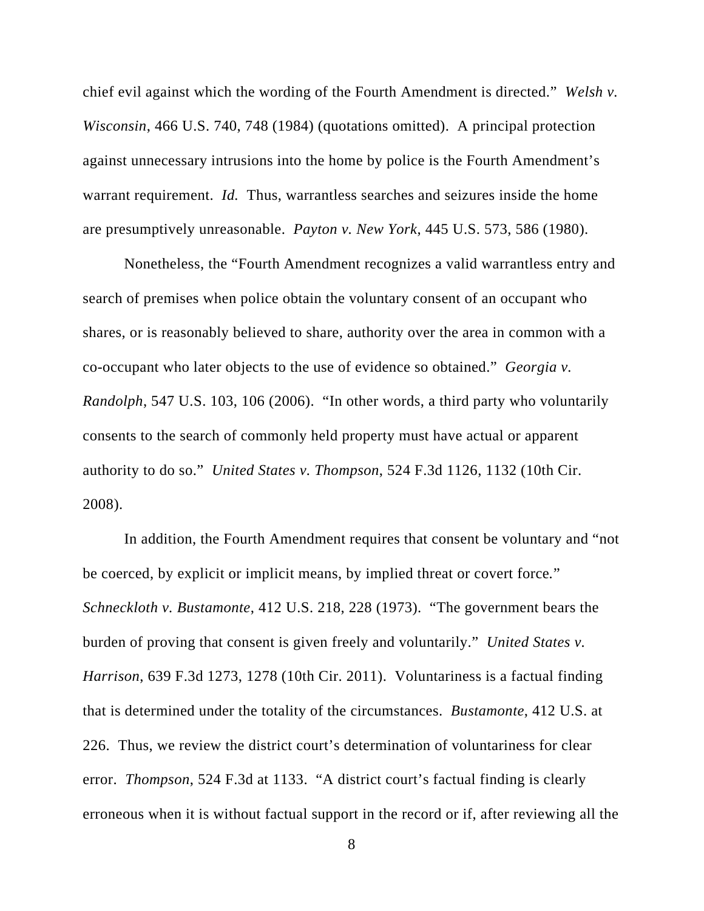chief evil against which the wording of the Fourth Amendment is directed." *Welsh v. Wisconsin*, 466 U.S. 740, 748 (1984) (quotations omitted). A principal protection against unnecessary intrusions into the home by police is the Fourth Amendment's warrant requirement. *Id.* Thus, warrantless searches and seizures inside the home are presumptively unreasonable. *Payton v. New York*, 445 U.S. 573, 586 (1980).

Nonetheless, the "Fourth Amendment recognizes a valid warrantless entry and search of premises when police obtain the voluntary consent of an occupant who shares, or is reasonably believed to share, authority over the area in common with a co-occupant who later objects to the use of evidence so obtained." *Georgia v. Randolph*, 547 U.S. 103, 106 (2006). "In other words, a third party who voluntarily consents to the search of commonly held property must have actual or apparent authority to do so." *United States v. Thompson*, 524 F.3d 1126, 1132 (10th Cir. 2008).

In addition, the Fourth Amendment requires that consent be voluntary and "not be coerced, by explicit or implicit means, by implied threat or covert force." *Schneckloth v. Bustamonte*, 412 U.S. 218, 228 (1973). "The government bears the burden of proving that consent is given freely and voluntarily." *United States v. Harrison*, 639 F.3d 1273, 1278 (10th Cir. 2011). Voluntariness is a factual finding that is determined under the totality of the circumstances. *Bustamonte*, 412 U.S. at 226. Thus, we review the district court's determination of voluntariness for clear error. *Thompson*, 524 F.3d at 1133. "A district court's factual finding is clearly erroneous when it is without factual support in the record or if, after reviewing all the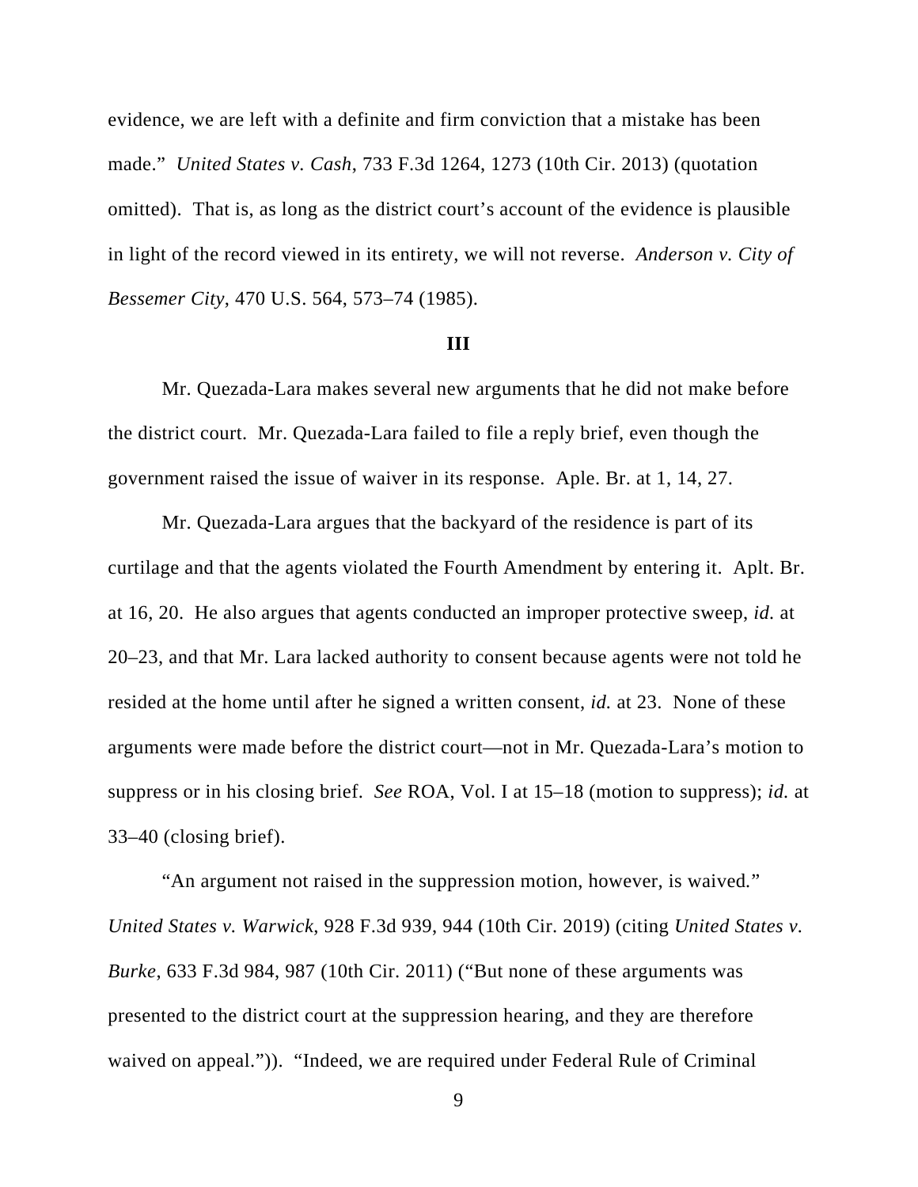evidence, we are left with a definite and firm conviction that a mistake has been made." *United States v. Cash*, 733 F.3d 1264, 1273 (10th Cir. 2013) (quotation omitted). That is, as long as the district court's account of the evidence is plausible in light of the record viewed in its entirety, we will not reverse. *Anderson v. City of Bessemer City*, 470 U.S. 564, 573–74 (1985).

## III

Mr. Quezada-Lara makes several new arguments that he did not make before the district court. Mr. Quezada-Lara failed to file a reply brief, even though the government raised the issue of waiver in its response. Aple. Br. at 1, 14, 27.

Mr. Quezada-Lara argues that the backyard of the residence is part of its curtilage and that the agents violated the Fourth Amendment by entering it. Aplt. Br. at 16, 20. He also argues that agents conducted an improper protective sweep, *id.* at 20–23, and that Mr. Lara lacked authority to consent because agents were not told he resided at the home until after he signed a written consent, *id.* at 23. None of these arguments were made before the district court—not in Mr. Quezada-Lara's motion to suppress or in his closing brief. *See* ROA, Vol. I at 15–18 (motion to suppress); *id.* at 33–40 (closing brief).

"An argument not raised in the suppression motion, however, is waived." *United States v. Warwick*, 928 F.3d 939, 944 (10th Cir. 2019) (citing *United States v. Burke*, 633 F.3d 984, 987 (10th Cir. 2011) ("But none of these arguments was presented to the district court at the suppression hearing, and they are therefore waived on appeal.")). "Indeed, we are required under Federal Rule of Criminal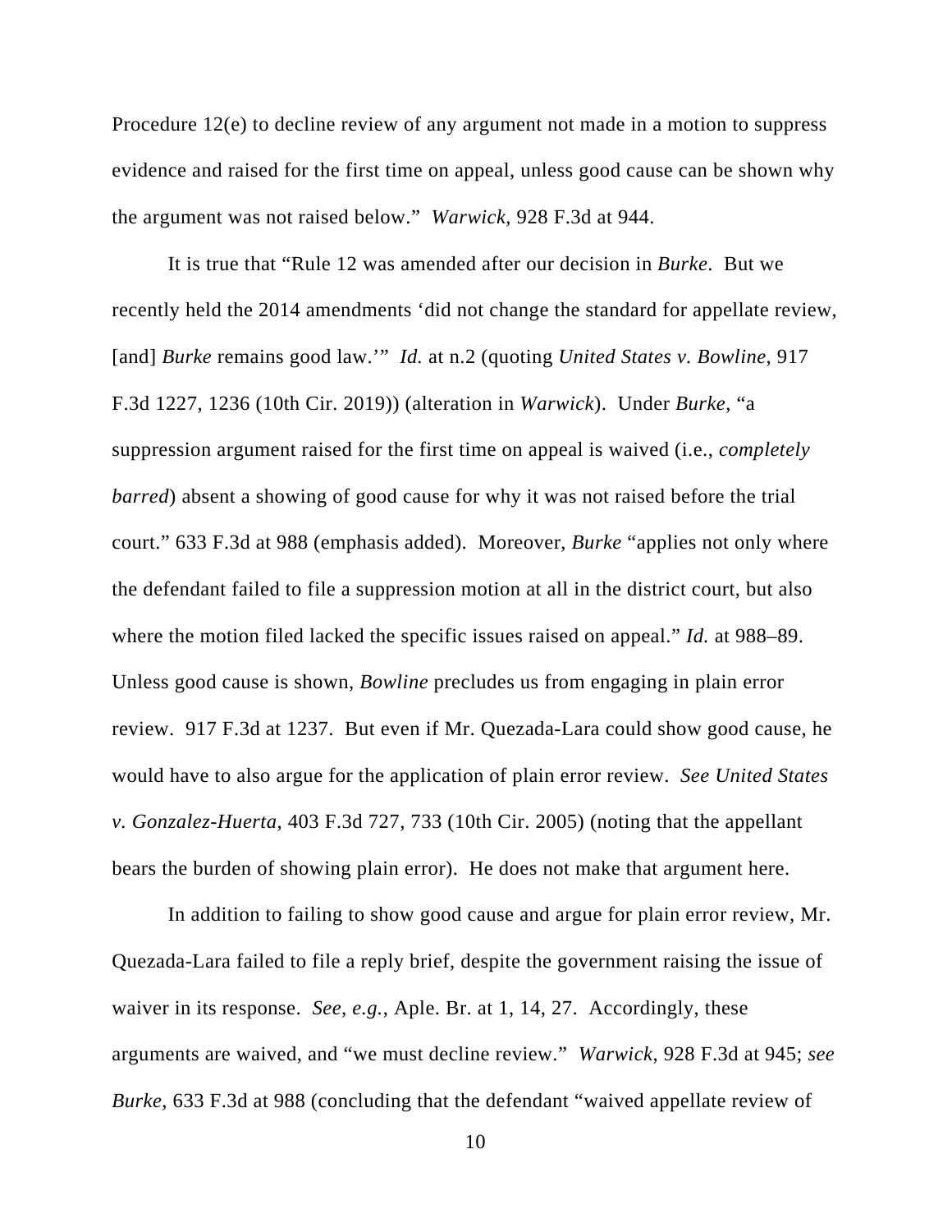Procedure 12(e) to decline review of any argument not made in a motion to suppress evidence and raised for the first time on appeal, unless good cause can be shown why the argument was not raised below." *Warwick*, 928 F.3d at 944.

It is true that "Rule 12 was amended after our decision in *Burke*. But we recently held the 2014 amendments 'did not change the standard for appellate review, [and] *Burke* remains good law.'" *Id.* at n.2 (quoting *United States v. Bowline*, 917 F.3d 1227, 1236 (10th Cir. 2019)) (alteration in *Warwick*). Under *Burke*, "a suppression argument raised for the first time on appeal is waived (i.e., *completely barred*) absent a showing of good cause for why it was not raised before the trial court." 633 F.3d at 988 (emphasis added). Moreover, *Burke* "applies not only where the defendant failed to file a suppression motion at all in the district court, but also where the motion filed lacked the specific issues raised on appeal." *Id.* at 988–89. Unless good cause is shown, *Bowline* precludes us from engaging in plain error review. 917 F.3d at 1237. But even if Mr. Quezada-Lara could show good cause, he would have to also argue for the application of plain error review. *See United States v. Gonzalez-Huerta*, 403 F.3d 727, 733 (10th Cir. 2005) (noting that the appellant bears the burden of showing plain error). He does not make that argument here.

In addition to failing to show good cause and argue for plain error review, Mr. Quezada-Lara failed to file a reply brief, despite the government raising the issue of waiver in its response. *See, e.g.*, Aple. Br. at 1, 14, 27. Accordingly, these arguments are waived, and "we must decline review." *Warwick*, 928 F.3d at 945; *see Burke*, 633 F.3d at 988 (concluding that the defendant "waived appellate review of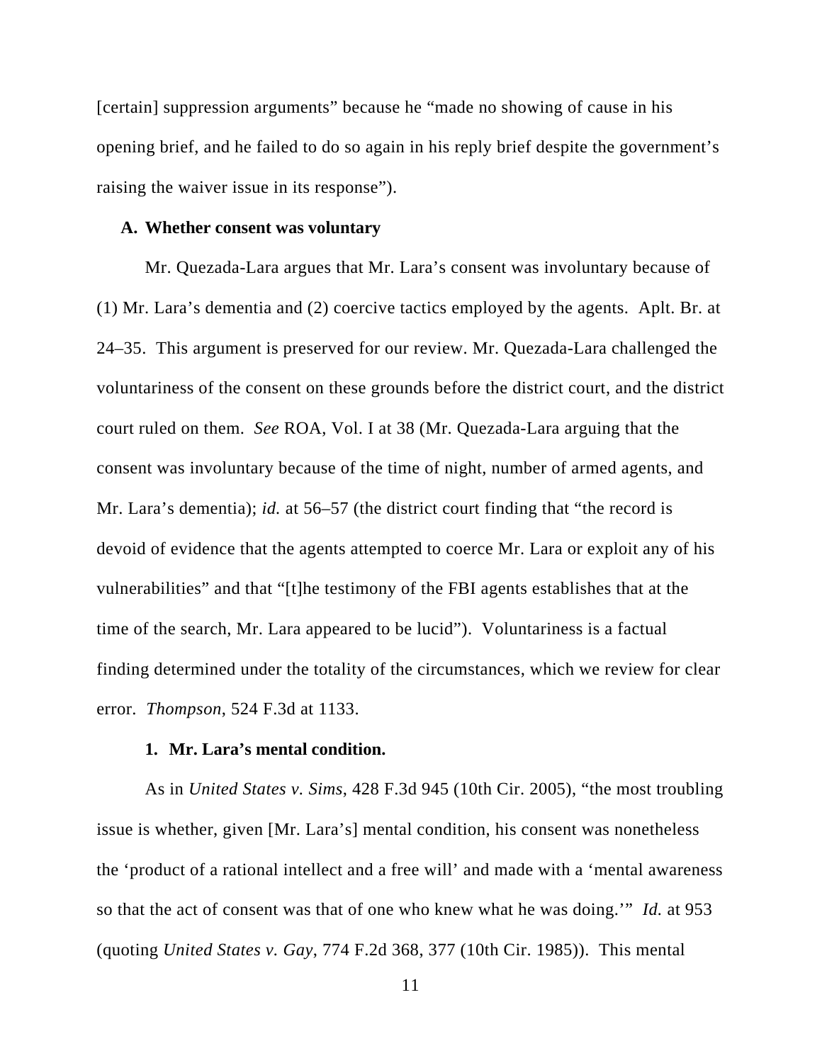[certain] suppression arguments" because he "made no showing of cause in his opening brief, and he failed to do so again in his reply brief despite the government's raising the waiver issue in its response").

### A. Whether consent was voluntary

Mr. Quezada-Lara argues that Mr. Lara's consent was involuntary because of (1) Mr. Lara's dementia and (2) coercive tactics employed by the agents. Aplt. Br. at 24–35. This argument is preserved for our review. Mr. Quezada-Lara challenged the voluntariness of the consent on these grounds before the district court, and the district court ruled on them. *See* ROA, Vol. I at 38 (Mr. Quezada-Lara arguing that the consent was involuntary because of the time of night, number of armed agents, and Mr. Lara's dementia); *id.* at 56–57 (the district court finding that "the record is devoid of evidence that the agents attempted to coerce Mr. Lara or exploit any of his vulnerabilities" and that "[t]he testimony of the FBI agents establishes that at the time of the search, Mr. Lara appeared to be lucid"). Voluntariness is a factual finding determined under the totality of the circumstances, which we review for clear error. *Thompson*, 524 F.3d at 1133.

#### 1. Mr. Lara's mental condition.

As in *United States v. Sims*, 428 F.3d 945 (10th Cir. 2005), "the most troubling issue is whether, given [Mr. Lara's] mental condition, his consent was nonetheless the 'product of a rational intellect and a free will' and made with a 'mental awareness so that the act of consent was that of one who knew what he was doing.'" *Id.* at 953 (quoting *United States v. Gay*, 774 F.2d 368, 377 (10th Cir. 1985)). This mental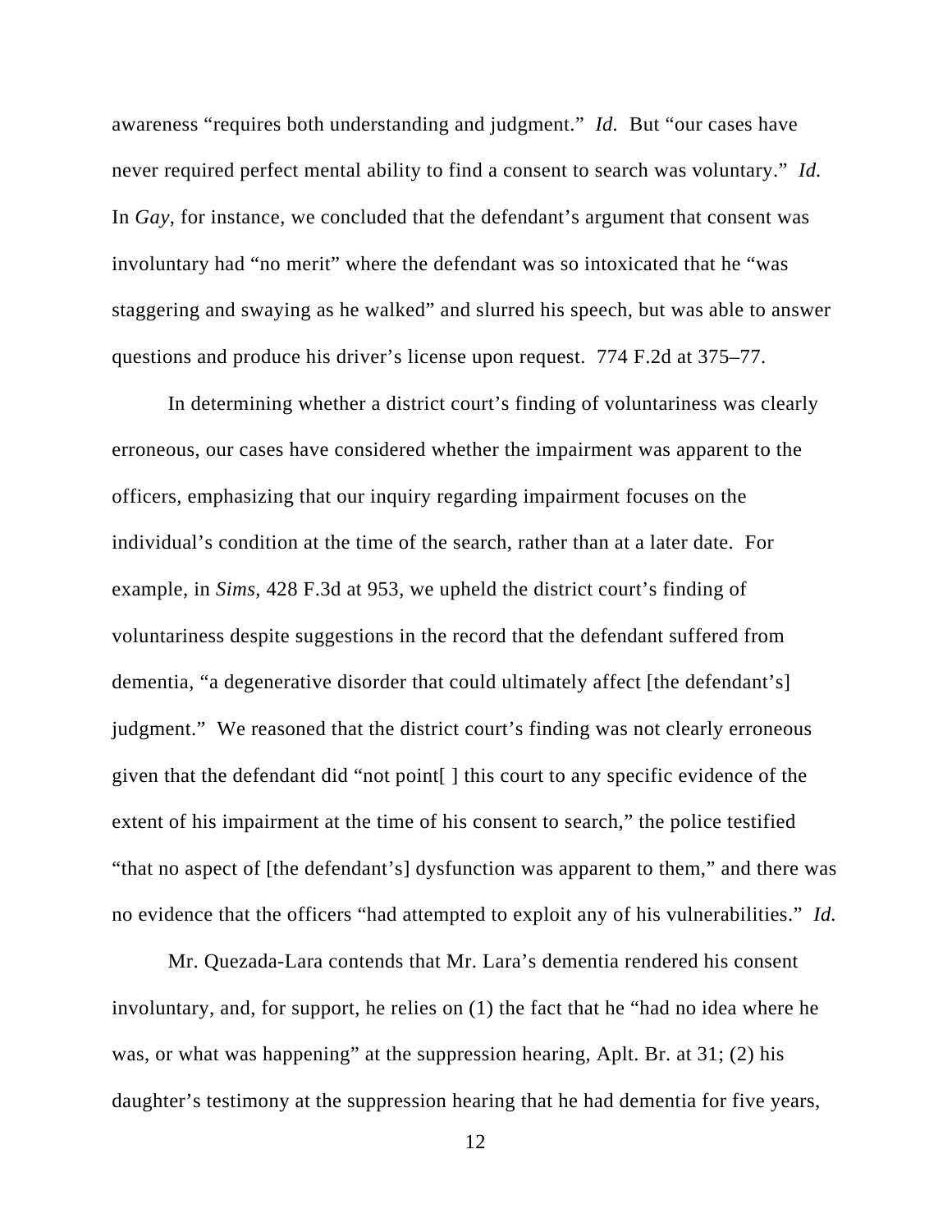awareness "requires both understanding and judgment." *Id.* But "our cases have never required perfect mental ability to find a consent to search was voluntary." *Id.* In *Gay*, for instance, we concluded that the defendant's argument that consent was involuntary had "no merit" where the defendant was so intoxicated that he "was staggering and swaying as he walked" and slurred his speech, but was able to answer questions and produce his driver's license upon request. 774 F.2d at 375–77.

In determining whether a district court's finding of voluntariness was clearly erroneous, our cases have considered whether the impairment was apparent to the officers, emphasizing that our inquiry regarding impairment focuses on the individual's condition at the time of the search, rather than at a later date. For example, in *Sims*, 428 F.3d at 953, we upheld the district court's finding of voluntariness despite suggestions in the record that the defendant suffered from dementia, "a degenerative disorder that could ultimately affect [the defendant's] judgment." We reasoned that the district court's finding was not clearly erroneous given that the defendant did "not point[ ] this court to any specific evidence of the extent of his impairment at the time of his consent to search," the police testified "that no aspect of [the defendant's] dysfunction was apparent to them," and there was no evidence that the officers "had attempted to exploit any of his vulnerabilities." *Id.*

Mr. Quezada-Lara contends that Mr. Lara's dementia rendered his consent involuntary, and, for support, he relies on (1) the fact that he "had no idea where he was, or what was happening" at the suppression hearing, Aplt. Br. at 31; (2) his daughter's testimony at the suppression hearing that he had dementia for five years,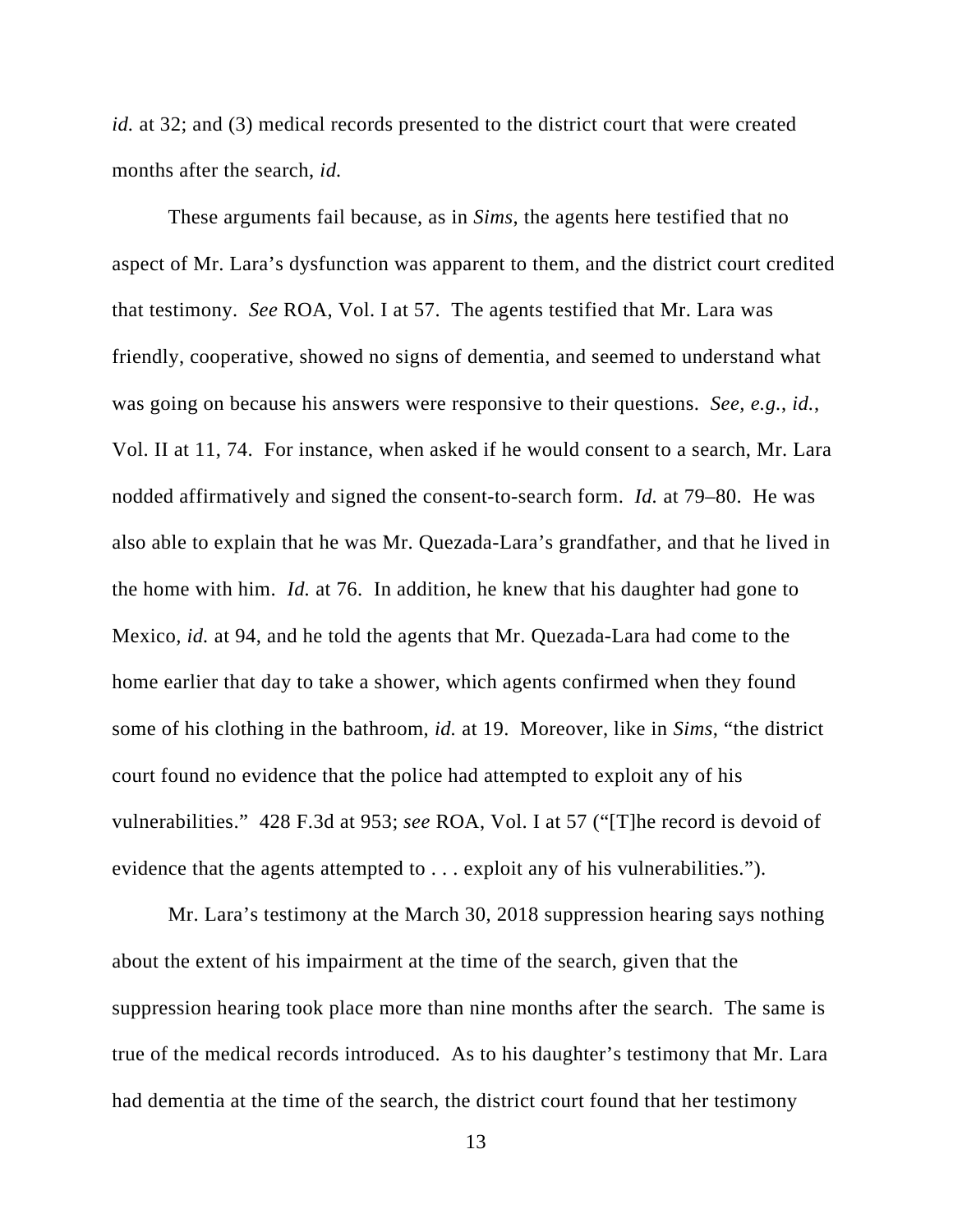*id.* at 32; and (3) medical records presented to the district court that were created months after the search, *id.*

These arguments fail because, as in *Sims*, the agents here testified that no aspect of Mr. Lara's dysfunction was apparent to them, and the district court credited that testimony. *See* ROA, Vol. I at 57. The agents testified that Mr. Lara was friendly, cooperative, showed no signs of dementia, and seemed to understand what was going on because his answers were responsive to their questions. *See, e.g.*, *id.*, Vol. II at 11, 74. For instance, when asked if he would consent to a search, Mr. Lara nodded affirmatively and signed the consent-to-search form. *Id.* at 79–80. He was also able to explain that he was Mr. Quezada-Lara's grandfather, and that he lived in the home with him. *Id.* at 76. In addition, he knew that his daughter had gone to Mexico, *id.* at 94, and he told the agents that Mr. Quezada-Lara had come to the home earlier that day to take a shower, which agents confirmed when they found some of his clothing in the bathroom, *id.* at 19. Moreover, like in *Sims*, "the district court found no evidence that the police had attempted to exploit any of his vulnerabilities." 428 F.3d at 953; *see* ROA, Vol. I at 57 ("[T]he record is devoid of evidence that the agents attempted to . . . exploit any of his vulnerabilities.").

Mr. Lara's testimony at the March 30, 2018 suppression hearing says nothing about the extent of his impairment at the time of the search, given that the suppression hearing took place more than nine months after the search. The same is true of the medical records introduced. As to his daughter's testimony that Mr. Lara had dementia at the time of the search, the district court found that her testimony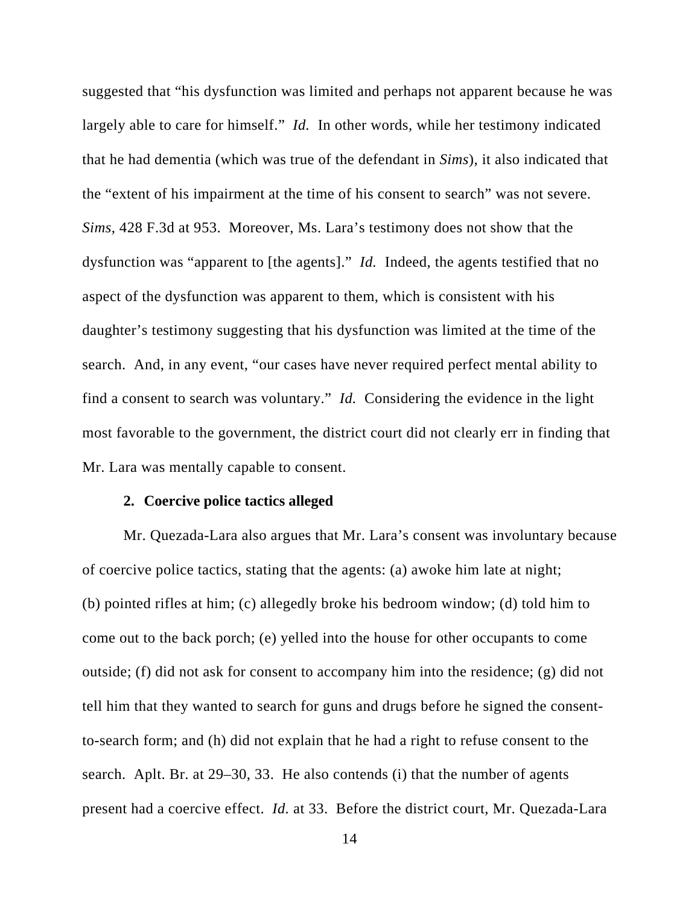suggested that "his dysfunction was limited and perhaps not apparent because he was largely able to care for himself." *Id.* In other words, while her testimony indicated that he had dementia (which was true of the defendant in *Sims*), it also indicated that the "extent of his impairment at the time of his consent to search" was not severe. *Sims*, 428 F.3d at 953. Moreover, Ms. Lara's testimony does not show that the dysfunction was "apparent to [the agents]." *Id.* Indeed, the agents testified that no aspect of the dysfunction was apparent to them, which is consistent with his daughter's testimony suggesting that his dysfunction was limited at the time of the search. And, in any event, "our cases have never required perfect mental ability to find a consent to search was voluntary." *Id.* Considering the evidence in the light most favorable to the government, the district court did not clearly err in finding that Mr. Lara was mentally capable to consent.

**2. Coercive police tactics alleged**

Mr. Quezada-Lara also argues that Mr. Lara's consent was involuntary because of coercive police tactics, stating that the agents: (a) awoke him late at night; (b) pointed rifles at him; (c) allegedly broke his bedroom window; (d) told him to come out to the back porch; (e) yelled into the house for other occupants to come outside; (f) did not ask for consent to accompany him into the residence; (g) did not tell him that they wanted to search for guns and drugs before he signed the consent-to-search form; and (h) did not explain that he had a right to refuse consent to the search. Aplt. Br. at 29–30, 33. He also contends (i) that the number of agents present had a coercive effect. *Id.* at 33. Before the district court, Mr. Quezada-Lara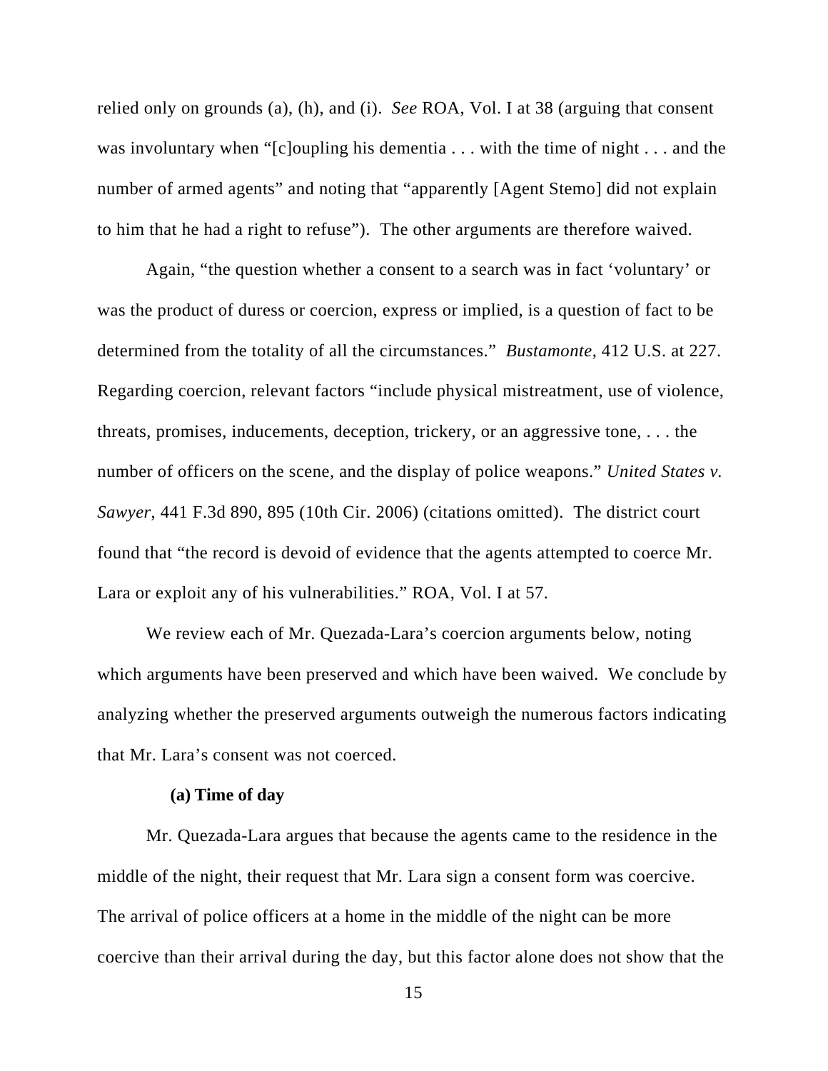relied only on grounds (a), (h), and (i). *See* ROA, Vol. I at 38 (arguing that consent was involuntary when "[c]oupling his dementia . . . with the time of night . . . and the number of armed agents" and noting that "apparently [Agent Stemo] did not explain to him that he had a right to refuse"). The other arguments are therefore waived.

Again, "the question whether a consent to a search was in fact 'voluntary' or was the product of duress or coercion, express or implied, is a question of fact to be determined from the totality of all the circumstances." *Bustamonte*, 412 U.S. at 227. Regarding coercion, relevant factors "include physical mistreatment, use of violence, threats, promises, inducements, deception, trickery, or an aggressive tone, . . . the number of officers on the scene, and the display of police weapons." *United States v. Sawyer*, 441 F.3d 890, 895 (10th Cir. 2006) (citations omitted). The district court found that "the record is devoid of evidence that the agents attempted to coerce Mr. Lara or exploit any of his vulnerabilities." ROA, Vol. I at 57.

We review each of Mr. Quezada-Lara's coercion arguments below, noting which arguments have been preserved and which have been waived. We conclude by analyzing whether the preserved arguments outweigh the numerous factors indicating that Mr. Lara's consent was not coerced.

**(a) Time of day**

Mr. Quezada-Lara argues that because the agents came to the residence in the middle of the night, their request that Mr. Lara sign a consent form was coercive. The arrival of police officers at a home in the middle of the night can be more coercive than their arrival during the day, but this factor alone does not show that the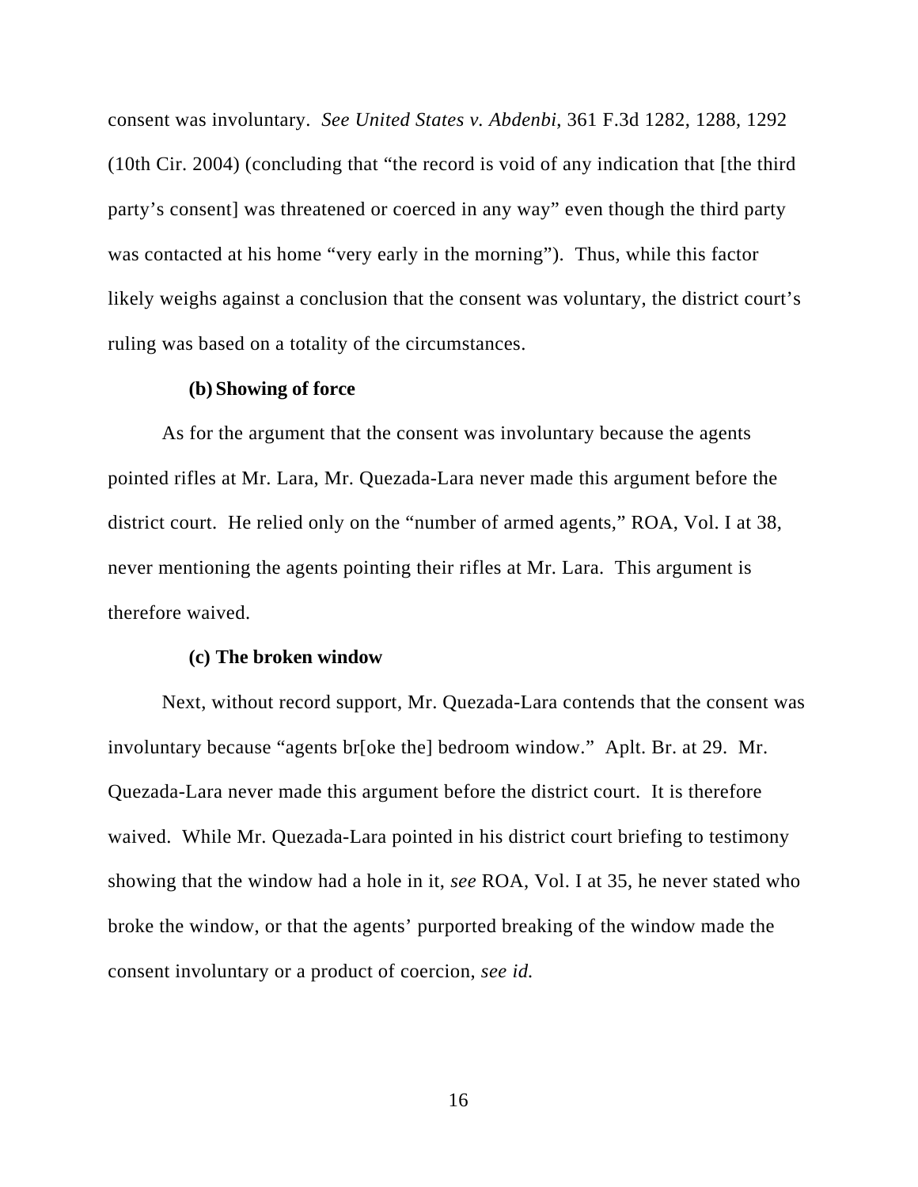consent was involuntary. *See United States v. Abdenbi*, 361 F.3d 1282, 1288, 1292 (10th Cir. 2004) (concluding that "the record is void of any indication that [the third party's consent] was threatened or coerced in any way" even though the third party was contacted at his home "very early in the morning"). Thus, while this factor likely weighs against a conclusion that the consent was voluntary, the district court's ruling was based on a totality of the circumstances.

**(b) Showing of force**

As for the argument that the consent was involuntary because the agents pointed rifles at Mr. Lara, Mr. Quezada-Lara never made this argument before the district court. He relied only on the "number of armed agents," ROA, Vol. I at 38, never mentioning the agents pointing their rifles at Mr. Lara. This argument is therefore waived.

**(c) The broken window**

Next, without record support, Mr. Quezada-Lara contends that the consent was involuntary because "agents br[oke the] bedroom window." Aplt. Br. at 29. Mr. Quezada-Lara never made this argument before the district court. It is therefore waived. While Mr. Quezada-Lara pointed in his district court briefing to testimony showing that the window had a hole in it, *see* ROA, Vol. I at 35, he never stated who broke the window, or that the agents' purported breaking of the window made the consent involuntary or a product of coercion, *see id.*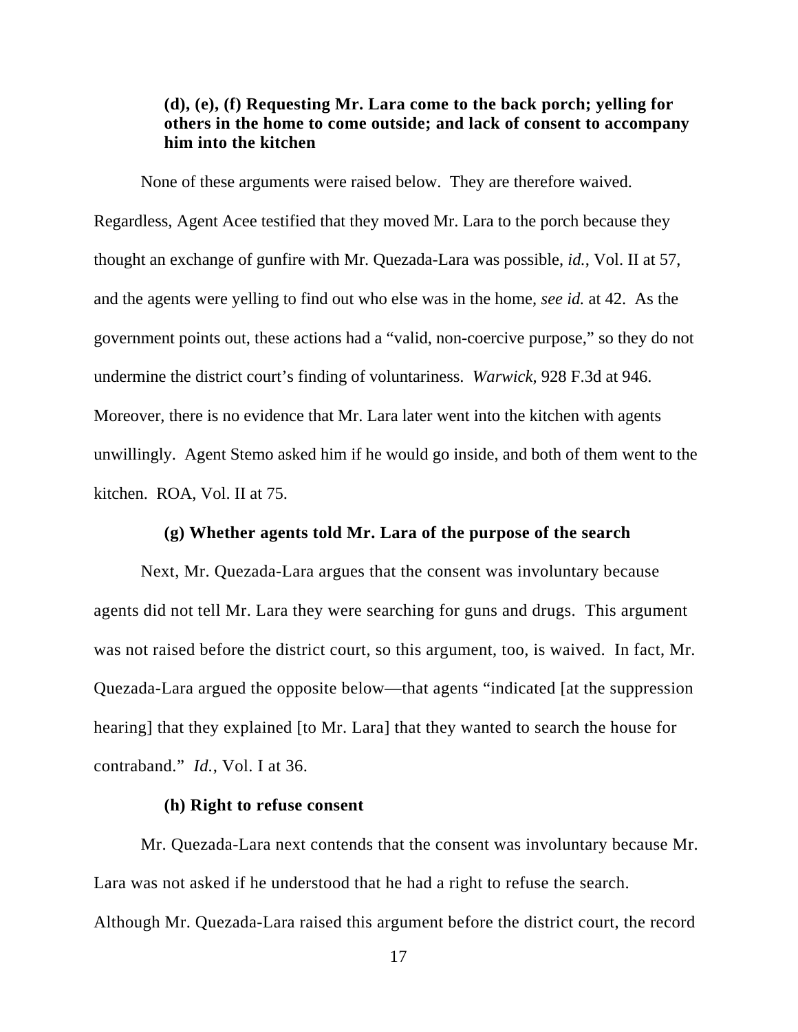**(d), (e), (f) Requesting Mr. Lara come to the back porch; yelling for others in the home to come outside; and lack of consent to accompany him into the kitchen**

None of these arguments were raised below. They are therefore waived. Regardless, Agent Acee testified that they moved Mr. Lara to the porch because they thought an exchange of gunfire with Mr. Quezada-Lara was possible, *id.*, Vol. II at 57, and the agents were yelling to find out who else was in the home, *see id.* at 42. As the government points out, these actions had a "valid, non-coercive purpose," so they do not undermine the district court's finding of voluntariness. *Warwick*, 928 F.3d at 946. Moreover, there is no evidence that Mr. Lara later went into the kitchen with agents unwillingly. Agent Stemo asked him if he would go inside, and both of them went to the kitchen. ROA, Vol. II at 75.

**(g) Whether agents told Mr. Lara of the purpose of the search**

Next, Mr. Quezada-Lara argues that the consent was involuntary because agents did not tell Mr. Lara they were searching for guns and drugs. This argument was not raised before the district court, so this argument, too, is waived. In fact, Mr. Quezada-Lara argued the opposite below—that agents "indicated [at the suppression hearing] that they explained [to Mr. Lara] that they wanted to search the house for contraband." *Id.*, Vol. I at 36.

**(h) Right to refuse consent**

Mr. Quezada-Lara next contends that the consent was involuntary because Mr. Lara was not asked if he understood that he had a right to refuse the search. Although Mr. Quezada-Lara raised this argument before the district court, the record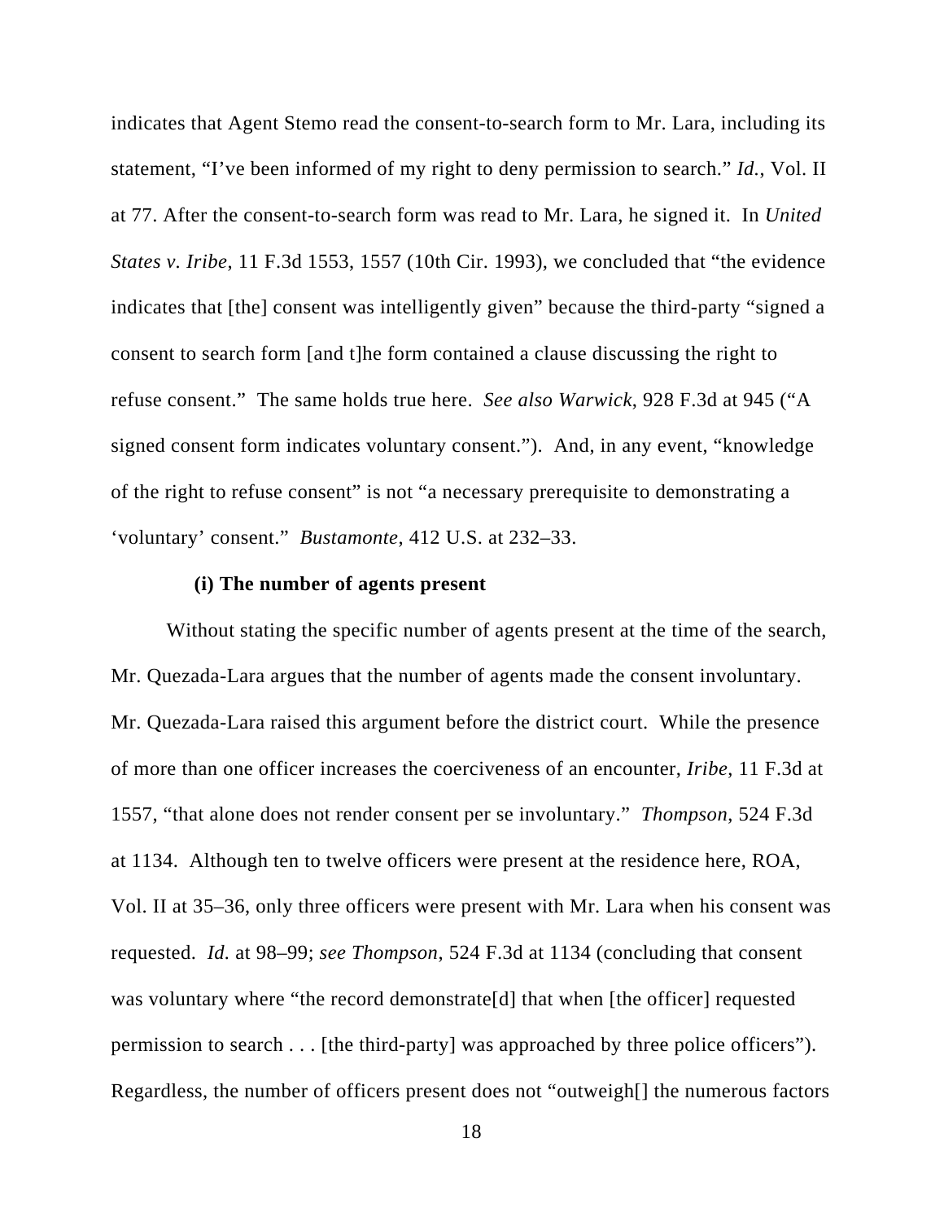indicates that Agent Stemo read the consent-to-search form to Mr. Lara, including its statement, "I've been informed of my right to deny permission to search." *Id.*, Vol. II at 77. After the consent-to-search form was read to Mr. Lara, he signed it. In *United States v. Iribe*, 11 F.3d 1553, 1557 (10th Cir. 1993), we concluded that "the evidence indicates that [the] consent was intelligently given" because the third-party "signed a consent to search form [and t]he form contained a clause discussing the right to refuse consent." The same holds true here. *See also Warwick*, 928 F.3d at 945 ("A signed consent form indicates voluntary consent."). And, in any event, "knowledge of the right to refuse consent" is not "a necessary prerequisite to demonstrating a 'voluntary' consent." *Bustamonte*, 412 U.S. at 232–33.

**(i) The number of agents present**

Without stating the specific number of agents present at the time of the search, Mr. Quezada-Lara argues that the number of agents made the consent involuntary. Mr. Quezada-Lara raised this argument before the district court. While the presence of more than one officer increases the coerciveness of an encounter, *Iribe*, 11 F.3d at 1557, "that alone does not render consent per se involuntary." *Thompson*, 524 F.3d at 1134. Although ten to twelve officers were present at the residence here, ROA, Vol. II at 35–36, only three officers were present with Mr. Lara when his consent was requested. *Id.* at 98–99; *see Thompson*, 524 F.3d at 1134 (concluding that consent was voluntary where "the record demonstrate[d] that when [the officer] requested permission to search . . . [the third-party] was approached by three police officers"). Regardless, the number of officers present does not "outweigh[] the numerous factors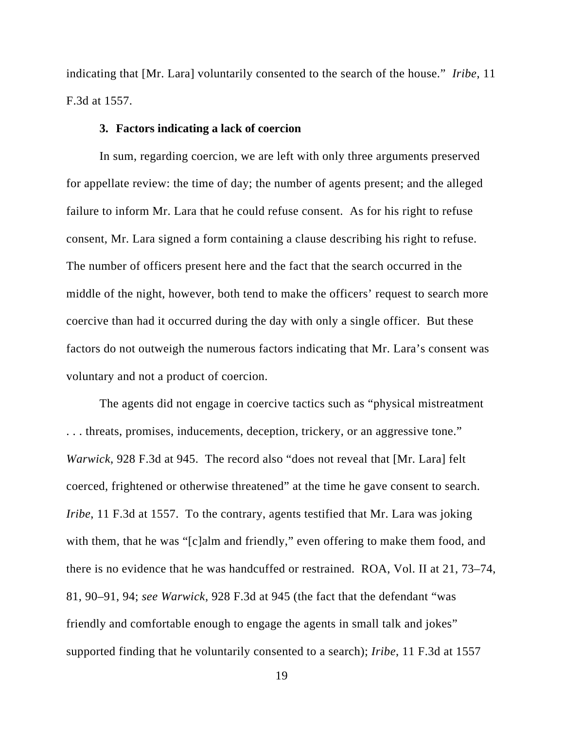indicating that [Mr. Lara] voluntarily consented to the search of the house." *Iribe*, 11 F.3d at 1557.

### 3. Factors indicating a lack of coercion

In sum, regarding coercion, we are left with only three arguments preserved for appellate review: the time of day; the number of agents present; and the alleged failure to inform Mr. Lara that he could refuse consent. As for his right to refuse consent, Mr. Lara signed a form containing a clause describing his right to refuse. The number of officers present here and the fact that the search occurred in the middle of the night, however, both tend to make the officers' request to search more coercive than had it occurred during the day with only a single officer. But these factors do not outweigh the numerous factors indicating that Mr. Lara's consent was voluntary and not a product of coercion.

The agents did not engage in coercive tactics such as "physical mistreatment . . . threats, promises, inducements, deception, trickery, or an aggressive tone." *Warwick*, 928 F.3d at 945. The record also "does not reveal that [Mr. Lara] felt coerced, frightened or otherwise threatened" at the time he gave consent to search. *Iribe*, 11 F.3d at 1557. To the contrary, agents testified that Mr. Lara was joking with them, that he was "[c]alm and friendly," even offering to make them food, and there is no evidence that he was handcuffed or restrained. ROA, Vol. II at 21, 73–74, 81, 90–91, 94; *see Warwick*, 928 F.3d at 945 (the fact that the defendant "was friendly and comfortable enough to engage the agents in small talk and jokes" supported finding that he voluntarily consented to a search); *Iribe*, 11 F.3d at 1557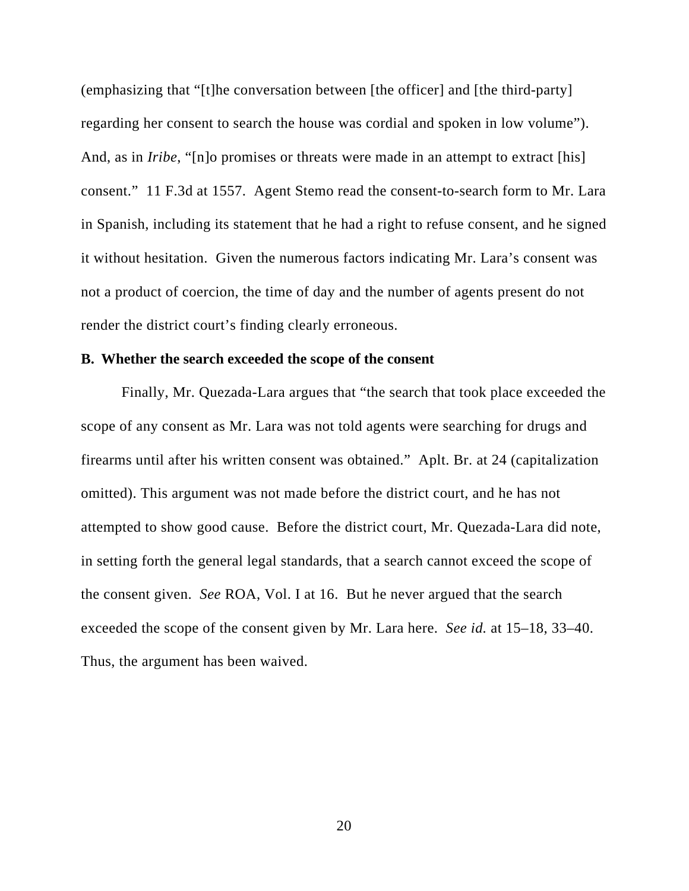(emphasizing that "[t]he conversation between [the officer] and [the third-party] regarding her consent to search the house was cordial and spoken in low volume"). And, as in *Iribe*, "[n]o promises or threats were made in an attempt to extract [his] consent." 11 F.3d at 1557. Agent Stemo read the consent-to-search form to Mr. Lara in Spanish, including its statement that he had a right to refuse consent, and he signed it without hesitation. Given the numerous factors indicating Mr. Lara's consent was not a product of coercion, the time of day and the number of agents present do not render the district court's finding clearly erroneous.

**B. Whether the search exceeded the scope of the consent**

Finally, Mr. Quezada-Lara argues that "the search that took place exceeded the scope of any consent as Mr. Lara was not told agents were searching for drugs and firearms until after his written consent was obtained." Aplt. Br. at 24 (capitalization omitted). This argument was not made before the district court, and he has not attempted to show good cause. Before the district court, Mr. Quezada-Lara did note, in setting forth the general legal standards, that a search cannot exceed the scope of the consent given. *See* ROA, Vol. I at 16. But he never argued that the search exceeded the scope of the consent given by Mr. Lara here. *See id.* at 15–18, 33–40. Thus, the argument has been waived.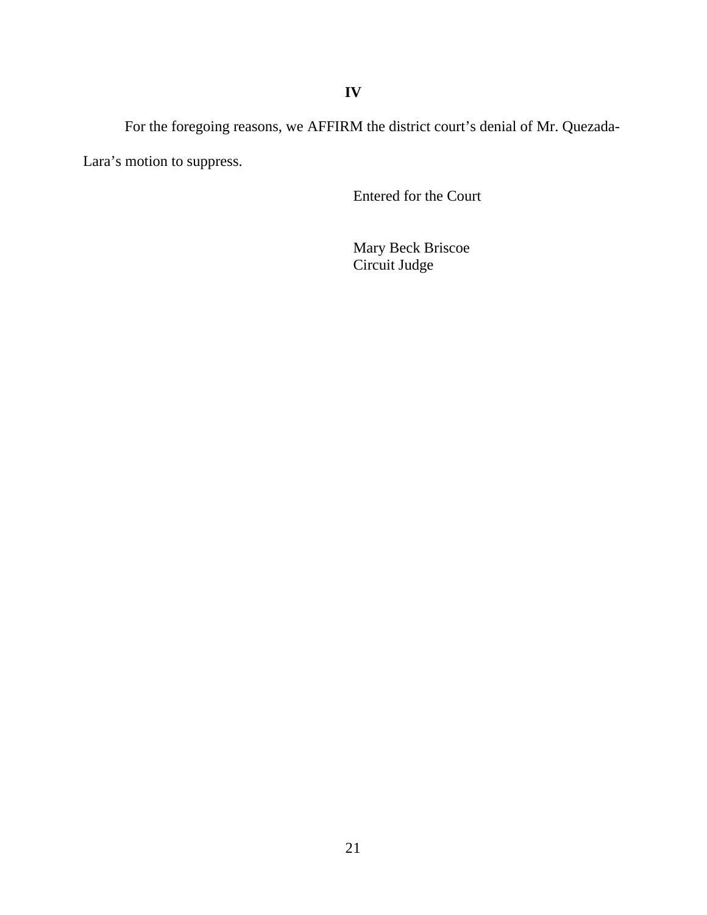## IV

For the foregoing reasons, we AFFIRM the district court's denial of Mr. Quezada-Lara's motion to suppress.

Entered for the Court

Mary Beck Briscoe
Circuit Judge